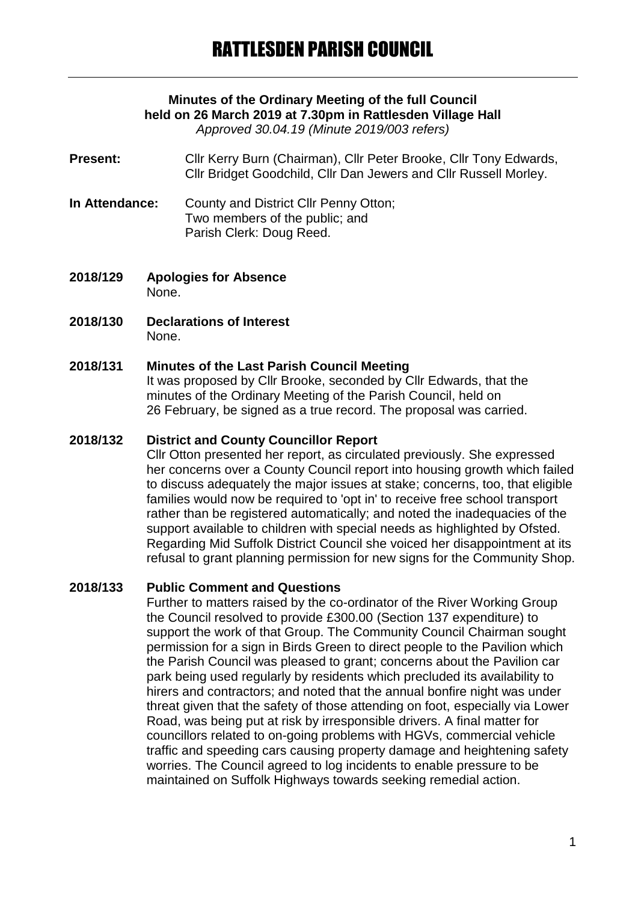# RATTLESDEN PARISH COUNCIL

**Minutes of the Ordinary Meeting of the full Council held on 26 March 2019 at 7.30pm in Rattlesden Village Hall**
*Approved 30.04.19 (Minute 2019/003 refers)*

**Present:** Cllr Kerry Burn (Chairman), Cllr Peter Brooke, Cllr Tony Edwards, Cllr Bridget Goodchild, Cllr Dan Jewers and Cllr Russell Morley.

**In Attendance:** County and District Cllr Penny Otton; Two members of the public; and Parish Clerk: Doug Reed.

**2018/129 Apologies for Absence**
None.

**2018/130 Declarations of Interest**
None.

**2018/131 Minutes of the Last Parish Council Meeting**
It was proposed by Cllr Brooke, seconded by Cllr Edwards, that the minutes of the Ordinary Meeting of the Parish Council, held on 26 February, be signed as a true record. The proposal was carried.

**2018/132 District and County Councillor Report**
Cllr Otton presented her report, as circulated previously. She expressed her concerns over a County Council report into housing growth which failed to discuss adequately the major issues at stake; concerns, too, that eligible families would now be required to 'opt in' to receive free school transport rather than be registered automatically; and noted the inadequacies of the support available to children with special needs as highlighted by Ofsted. Regarding Mid Suffolk District Council she voiced her disappointment at its refusal to grant planning permission for new signs for the Community Shop.

**2018/133 Public Comment and Questions**
Further to matters raised by the co-ordinator of the River Working Group the Council resolved to provide £300.00 (Section 137 expenditure) to support the work of that Group. The Community Council Chairman sought permission for a sign in Birds Green to direct people to the Pavilion which the Parish Council was pleased to grant; concerns about the Pavilion car park being used regularly by residents which precluded its availability to hirers and contractors; and noted that the annual bonfire night was under threat given that the safety of those attending on foot, especially via Lower Road, was being put at risk by irresponsible drivers. A final matter for councillors related to on-going problems with HGVs, commercial vehicle traffic and speeding cars causing property damage and heightening safety worries. The Council agreed to log incidents to enable pressure to be maintained on Suffolk Highways towards seeking remedial action.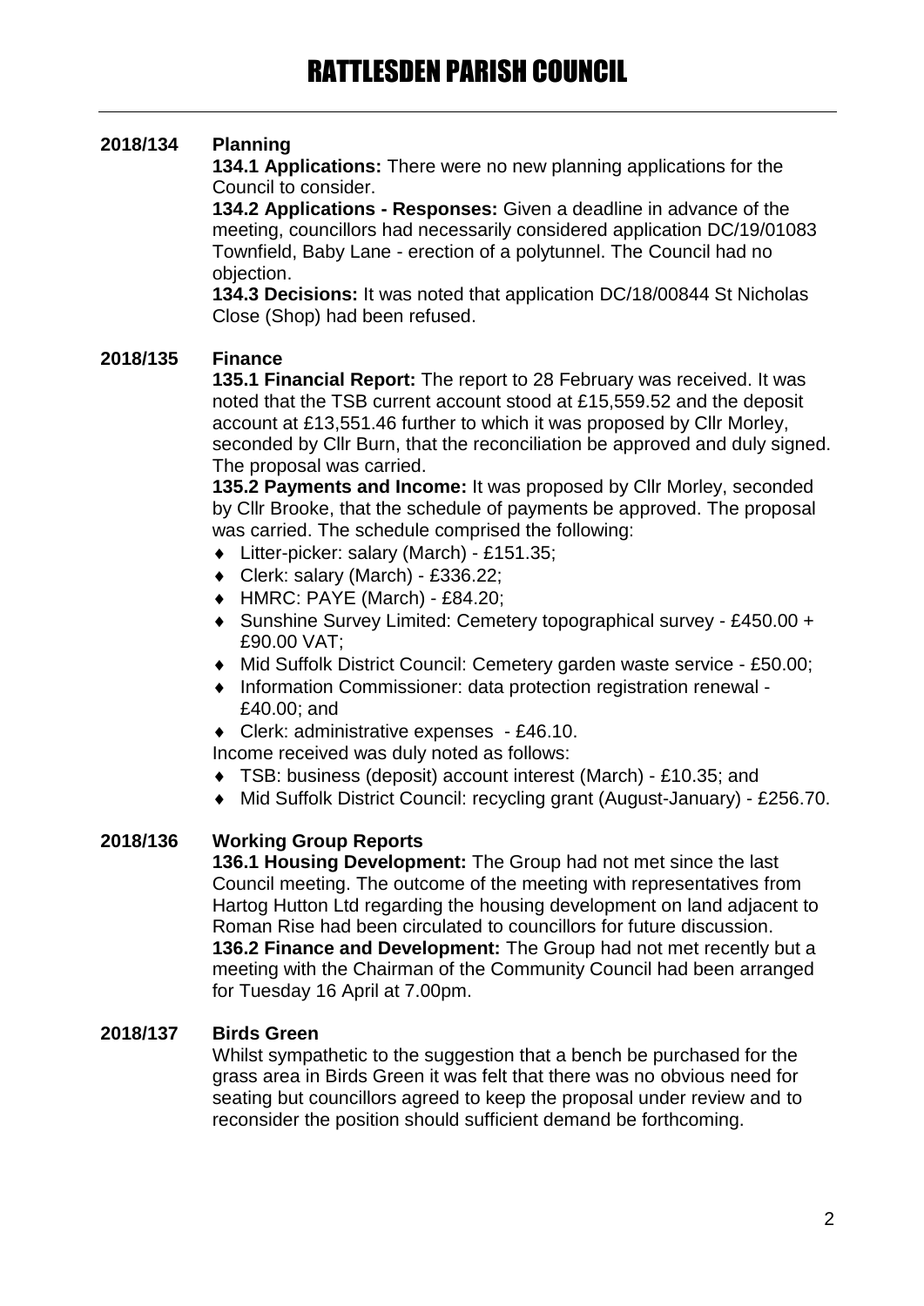# RATTLESDEN PARISH COUNCIL

**2018/134 Planning**

**134.1 Applications:** There were no new planning applications for the Council to consider.

**134.2 Applications - Responses:** Given a deadline in advance of the meeting, councillors had necessarily considered application DC/19/01083 Townfield, Baby Lane - erection of a polytunnel. The Council had no objection.

**134.3 Decisions:** It was noted that application DC/18/00844 St Nicholas Close (Shop) had been refused.

**2018/135 Finance**

**135.1 Financial Report:** The report to 28 February was received. It was noted that the TSB current account stood at £15,559.52 and the deposit account at £13,551.46 further to which it was proposed by Cllr Morley, seconded by Cllr Burn, that the reconciliation be approved and duly signed. The proposal was carried.

**135.2 Payments and Income:** It was proposed by Cllr Morley, seconded by Cllr Brooke, that the schedule of payments be approved. The proposal was carried. The schedule comprised the following:

- Litter-picker: salary (March) - £151.35;
- Clerk: salary (March) - £336.22;
- HMRC: PAYE (March) - £84.20;
- Sunshine Survey Limited: Cemetery topographical survey - £450.00 + £90.00 VAT;
- Mid Suffolk District Council: Cemetery garden waste service - £50.00;
- Information Commissioner: data protection registration renewal - £40.00; and
- Clerk: administrative expenses - £46.10.

Income received was duly noted as follows:

- TSB: business (deposit) account interest (March) - £10.35; and
- Mid Suffolk District Council: recycling grant (August-January) - £256.70.

**2018/136 Working Group Reports**

**136.1 Housing Development:** The Group had not met since the last Council meeting. The outcome of the meeting with representatives from Hartog Hutton Ltd regarding the housing development on land adjacent to Roman Rise had been circulated to councillors for future discussion.

**136.2 Finance and Development:** The Group had not met recently but a meeting with the Chairman of the Community Council had been arranged for Tuesday 16 April at 7.00pm.

**2018/137 Birds Green**

Whilst sympathetic to the suggestion that a bench be purchased for the grass area in Birds Green it was felt that there was no obvious need for seating but councillors agreed to keep the proposal under review and to reconsider the position should sufficient demand be forthcoming.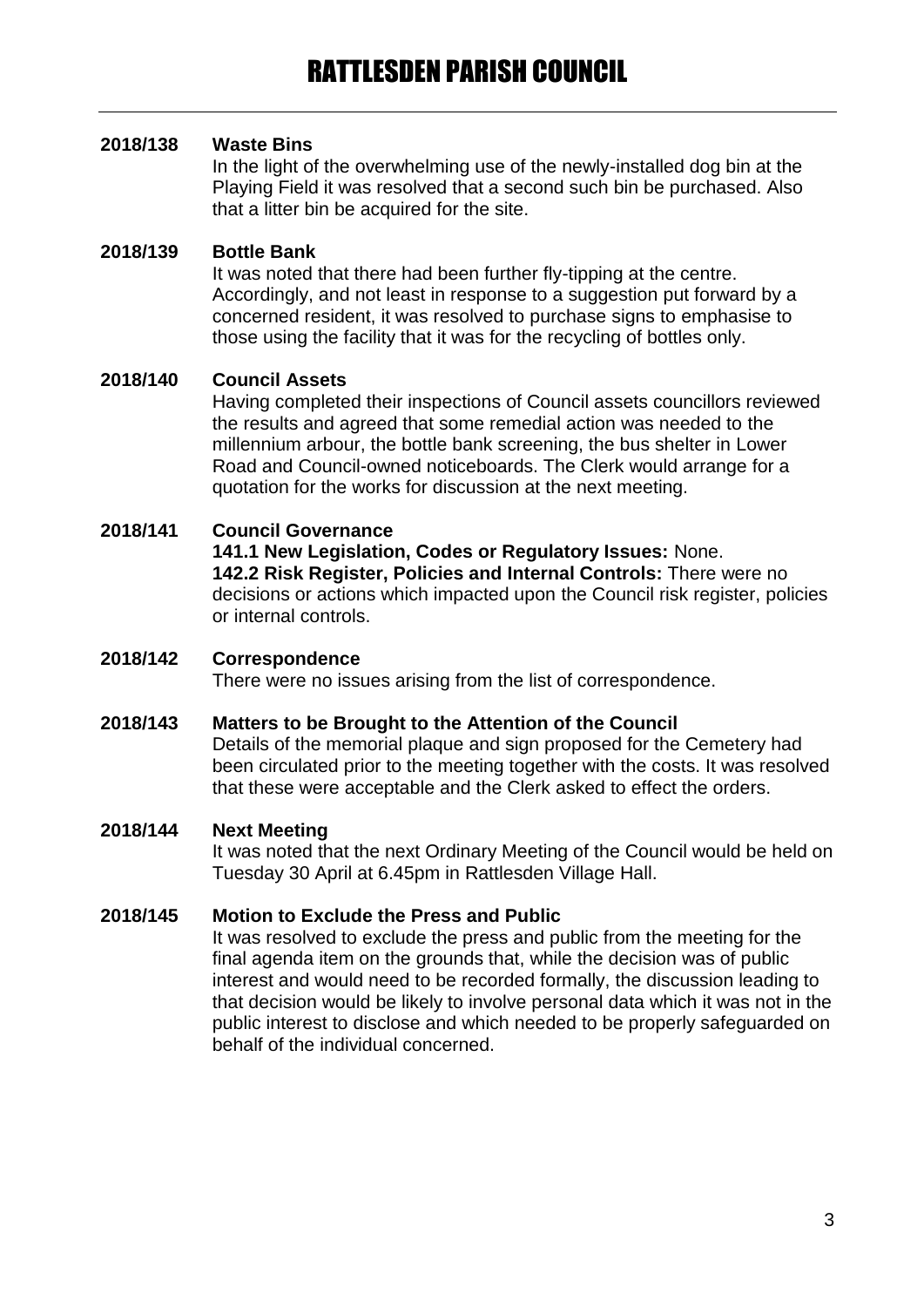**2018/138 Waste Bins**

In the light of the overwhelming use of the newly-installed dog bin at the Playing Field it was resolved that a second such bin be purchased. Also that a litter bin be acquired for the site.

**2018/139 Bottle Bank**

It was noted that there had been further fly-tipping at the centre. Accordingly, and not least in response to a suggestion put forward by a concerned resident, it was resolved to purchase signs to emphasise to those using the facility that it was for the recycling of bottles only.

**2018/140 Council Assets**

Having completed their inspections of Council assets councillors reviewed the results and agreed that some remedial action was needed to the millennium arbour, the bottle bank screening, the bus shelter in Lower Road and Council-owned noticeboards. The Clerk would arrange for a quotation for the works for discussion at the next meeting.

**2018/141 Council Governance**

**141.1 New Legislation, Codes or Regulatory Issues:** None.

**142.2 Risk Register, Policies and Internal Controls:** There were no decisions or actions which impacted upon the Council risk register, policies or internal controls.

**2018/142 Correspondence**

There were no issues arising from the list of correspondence.

**2018/143 Matters to be Brought to the Attention of the Council**

Details of the memorial plaque and sign proposed for the Cemetery had been circulated prior to the meeting together with the costs. It was resolved that these were acceptable and the Clerk asked to effect the orders.

**2018/144 Next Meeting**

It was noted that the next Ordinary Meeting of the Council would be held on Tuesday 30 April at 6.45pm in Rattlesden Village Hall.

**2018/145 Motion to Exclude the Press and Public**

It was resolved to exclude the press and public from the meeting for the final agenda item on the grounds that, while the decision was of public interest and would need to be recorded formally, the discussion leading to that decision would be likely to involve personal data which it was not in the public interest to disclose and which needed to be properly safeguarded on behalf of the individual concerned.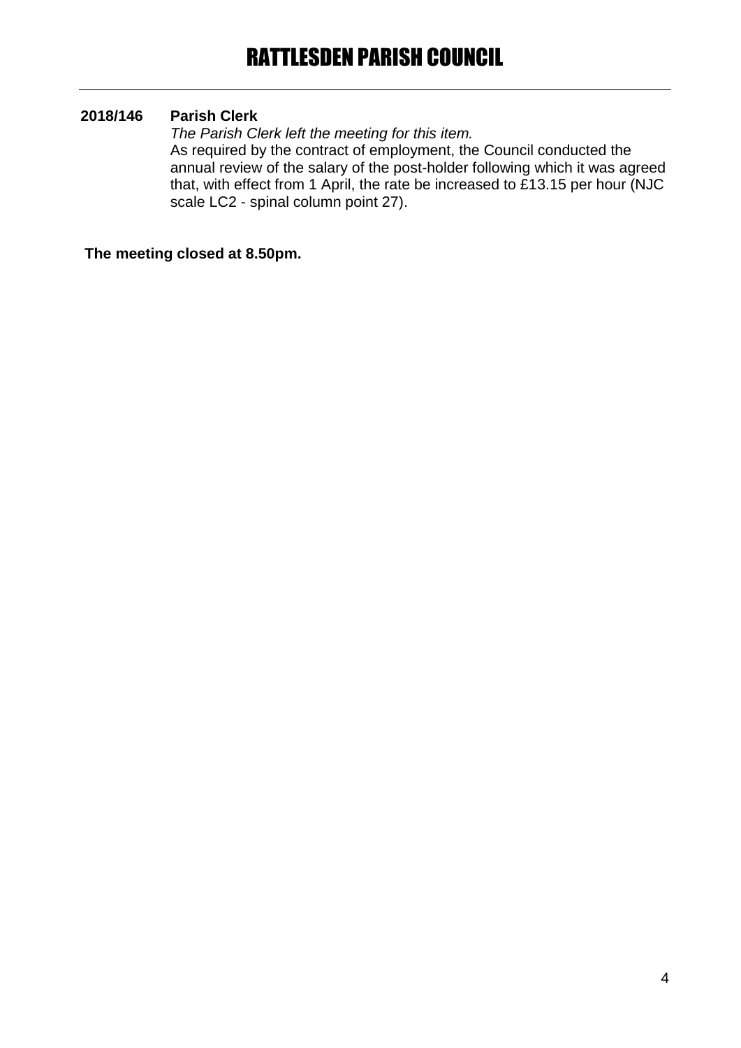**2018/146 Parish Clerk**

*The Parish Clerk left the meeting for this item.*

As required by the contract of employment, the Council conducted the annual review of the salary of the post-holder following which it was agreed that, with effect from 1 April, the rate be increased to £13.15 per hour (NJC scale LC2 - spinal column point 27).

**The meeting closed at 8.50pm.**